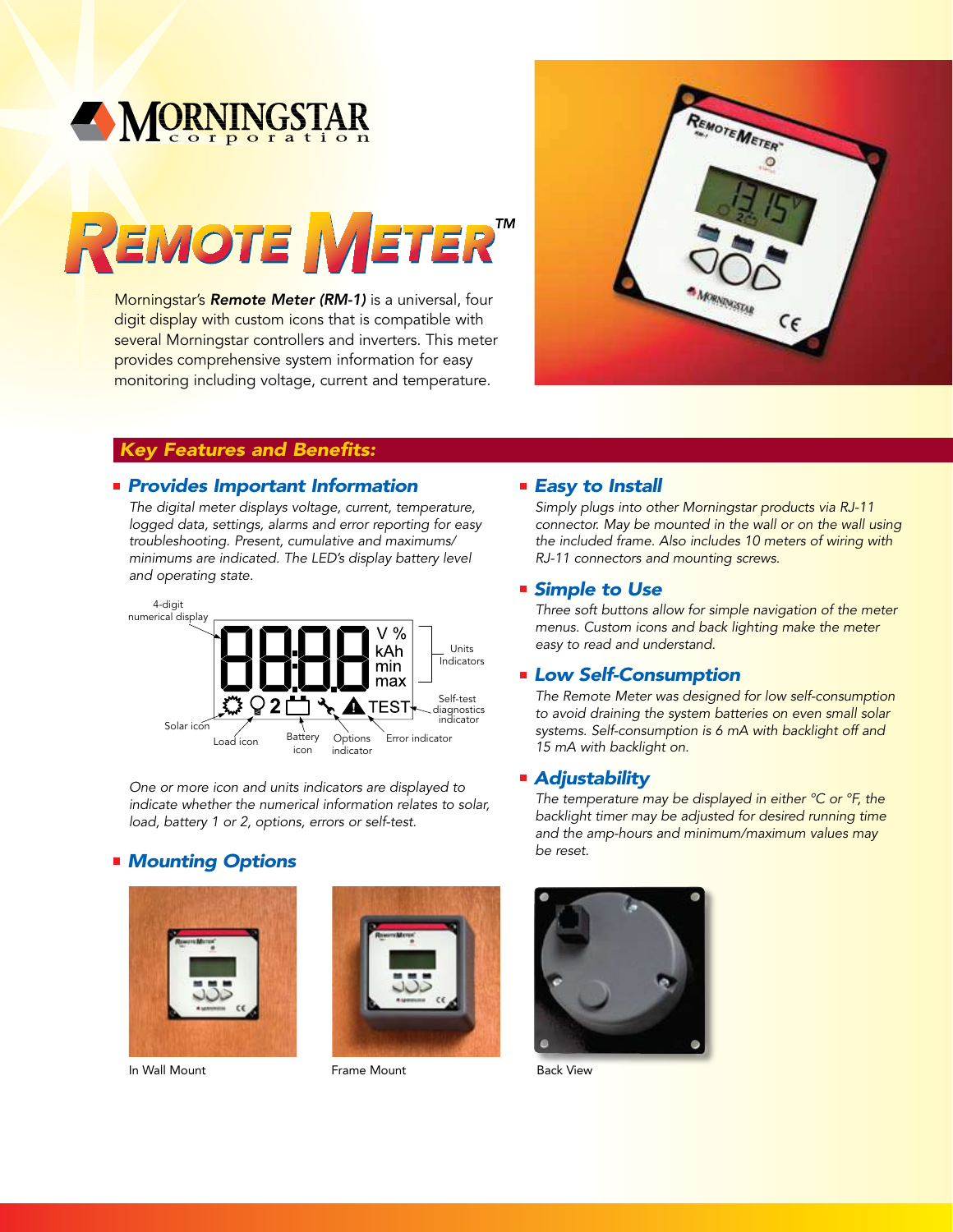# MORNINGSTAR corporation

# REMOTE METER™

Morningstar's ***Remote Meter (RM-1)*** is a universal, four digit display with custom icons that is compatible with several Morningstar controllers and inverters. This meter provides comprehensive system information for easy monitoring including voltage, current and temperature.

## *Key Features and Benefits:*

### Provides Important Information

*The digital meter displays voltage, current, temperature, logged data, settings, alarms and error reporting for easy troubleshooting. Present, cumulative and maximums/minimums are indicated. The LED's display battery level and operating state.*

4-digit numerical display

Units Indicators

Self-test diagnostics indicator

Solar icon

Load icon

Battery icon

Options indicator

Error indicator

*One or more icon and units indicators are displayed to indicate whether the numerical information relates to solar, load, battery 1 or 2, options, errors or self-test.*

### Easy to Install

*Simply plugs into other Morningstar products via RJ-11 connector. May be mounted in the wall or on the wall using the included frame. Also includes 10 meters of wiring with RJ-11 connectors and mounting screws.*

### Simple to Use

*Three soft buttons allow for simple navigation of the meter menus. Custom icons and back lighting make the meter easy to read and understand.*

### Low Self-Consumption

*The Remote Meter was designed for low self-consumption to avoid draining the system batteries on even small solar systems. Self-consumption is 6 mA with backlight off and 15 mA with backlight on.*

### Adjustability

*The temperature may be displayed in either °C or °F, the backlight timer may be adjusted for desired running time and the amp-hours and minimum/maximum values may be reset.*

### Mounting Options

In Wall Mount

Frame Mount

Back View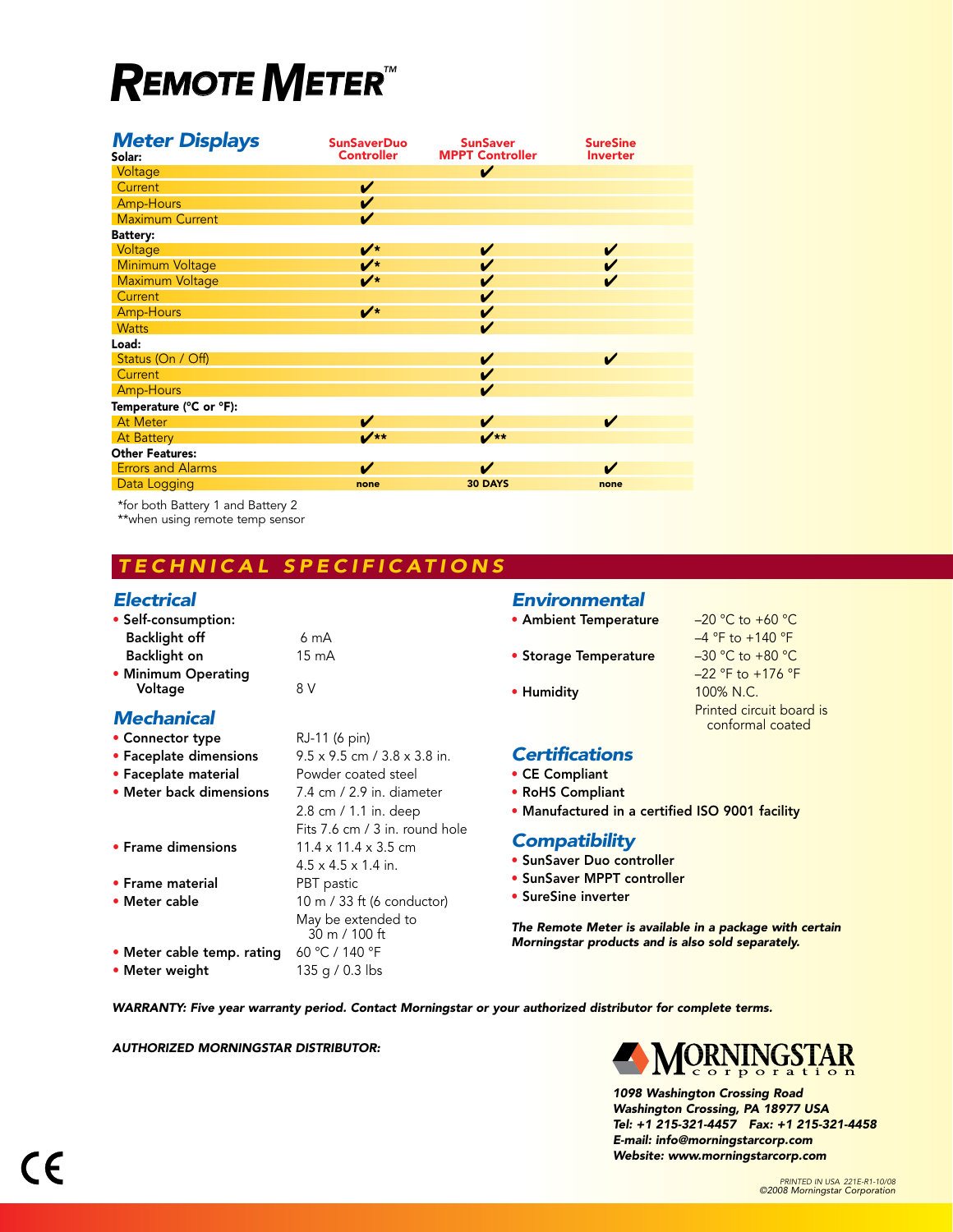# REMOTE METER™

## Meter Displays

| | SunSaverDuo Controller | SunSaver MPPT Controller | SureSine Inverter |
|---|---|---|---|
| **Solar:** | | | |
| Voltage | | ✔ | |
| Current | ✔ | | |
| Amp-Hours | ✔ | | |
| Maximum Current | ✔ | | |
| **Battery:** | | | |
| Voltage | ✔* | ✔ | ✔ |
| Minimum Voltage | ✔* | ✔ | ✔ |
| Maximum Voltage | ✔* | ✔ | ✔ |
| Current | | ✔ | |
| Amp-Hours | ✔* | ✔ | |
| Watts | | ✔ | |
| **Load:** | | | |
| Status (On / Off) | | ✔ | ✔ |
| Current | | ✔ | |
| Amp-Hours | | ✔ | |
| **Temperature (°C or °F):** | | | |
| At Meter | ✔ | ✔ | ✔ |
| At Battery | ✔** | ✔** | |
| **Other Features:** | | | |
| Errors and Alarms | ✔ | ✔ | ✔ |
| Data Logging | none | 30 DAYS | none |

*for both Battery 1 and Battery 2
**when using remote temp sensor

## TECHNICAL SPECIFICATIONS

### Electrical

- **Self-consumption:**
  - **Backlight off** 6 mA
  - **Backlight on** 15 mA
- **Minimum Operating Voltage** 8 V

### Mechanical

- **Connector type** RJ-11 (6 pin)
- **Faceplate dimensions** 9.5 x 9.5 cm / 3.8 x 3.8 in.
- **Faceplate material** Powder coated steel
- **Meter back dimensions** 7.4 cm / 2.9 in. diameter
  2.8 cm / 1.1 in. deep
  Fits 7.6 cm / 3 in. round hole
- **Frame dimensions** 11.4 x 11.4 x 3.5 cm
  4.5 x 4.5 x 1.4 in.
- **Frame material** PBT pastic
- **Meter cable** 10 m / 33 ft (6 conductor)
  May be extended to 30 m / 100 ft
- **Meter cable temp. rating** 60 °C / 140 °F
- **Meter weight** 135 g / 0.3 lbs

### Environmental

- **Ambient Temperature** –20 °C to +60 °C
  –4 °F to +140 °F
- **Storage Temperature** –30 °C to +80 °C
  –22 °F to +176 °F
- **Humidity** 100% N.C.
  Printed circuit board is conformal coated

### Certifications

- **CE Compliant**
- **RoHS Compliant**
- **Manufactured in a certified ISO 9001 facility**

### Compatibility

- **SunSaver Duo controller**
- **SunSaver MPPT controller**
- **SureSine inverter**

***The Remote Meter is available in a package with certain Morningstar products and is also sold separately.***

***WARRANTY: Five year warranty period. Contact Morningstar or your authorized distributor for complete terms.***

***AUTHORIZED MORNINGSTAR DISTRIBUTOR:***

MORNINGSTAR corporation

***1098 Washington Crossing Road***
***Washington Crossing, PA 18977 USA***
***Tel: +1 215-321-4457 Fax: +1 215-321-4458***
***E-mail: info@morningstarcorp.com***
***Website: www.morningstarcorp.com***

*PRINTED IN USA 221E-R1-10/08*
*©2008 Morningstar Corporation*

CE